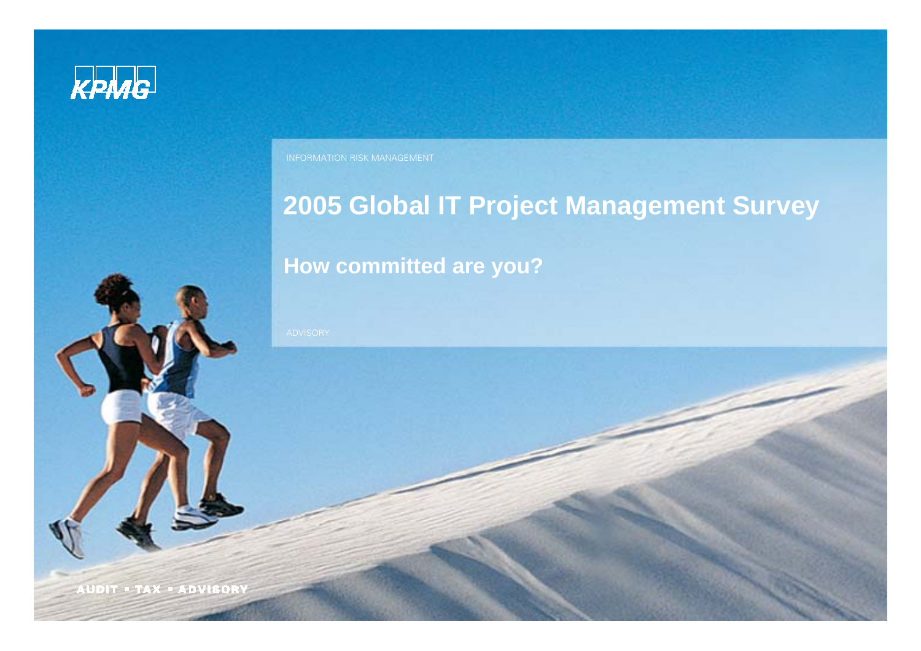KPMG

INFORMATION RISK MANAGEMENT

# 2005 Global IT Project Management Survey

## How committed are you?

ADVISORY

AUDIT ▪ TAX ▪ ADVISORY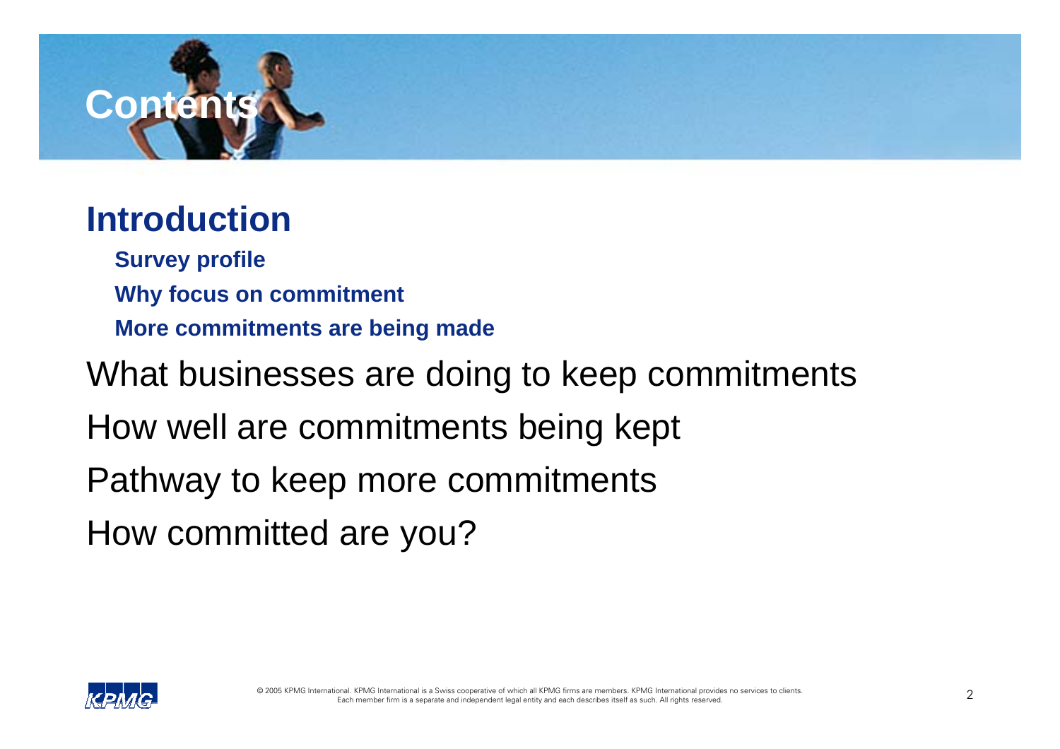# Contents

## Introduction

- **Survey profile**
- **Why focus on commitment**
- **More commitments are being made**

What businesses are doing to keep commitments

How well are commitments being kept

Pathway to keep more commitments

How committed are you?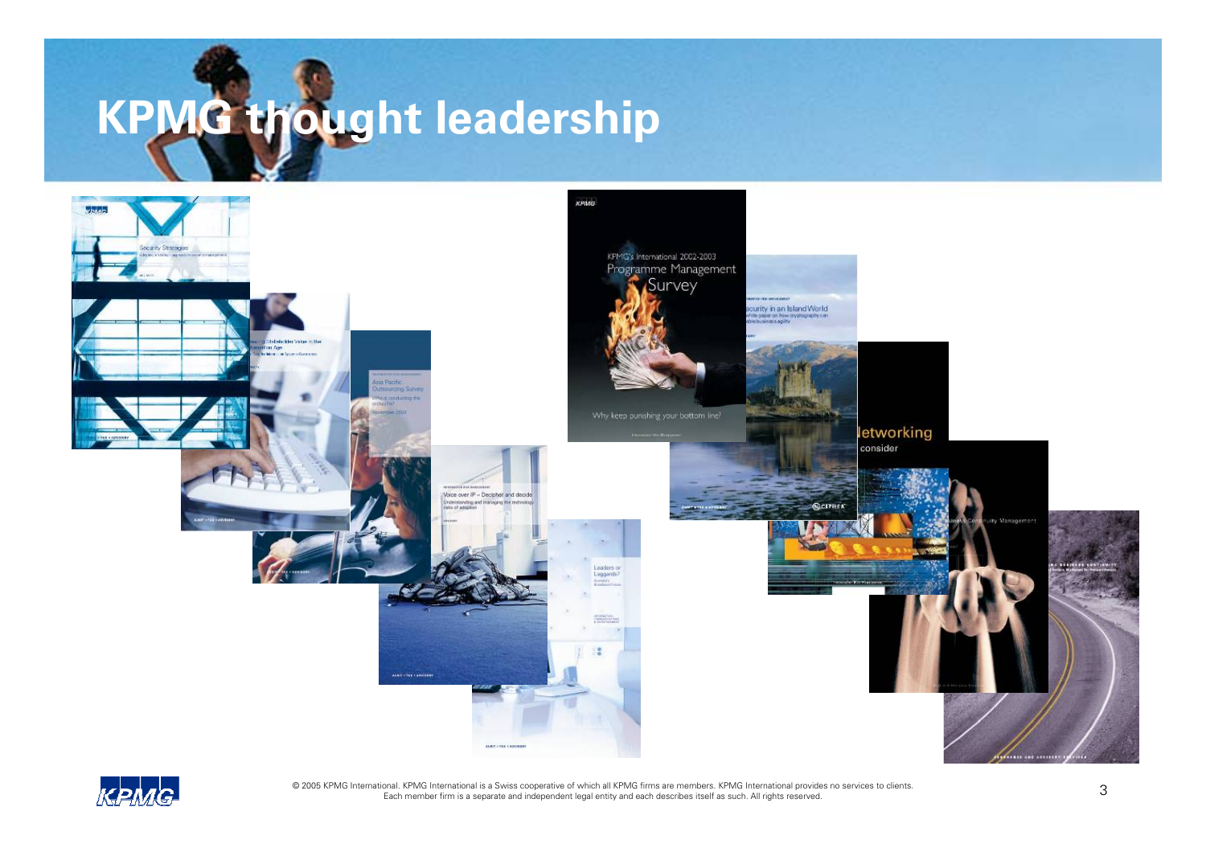# KPMG thought leadership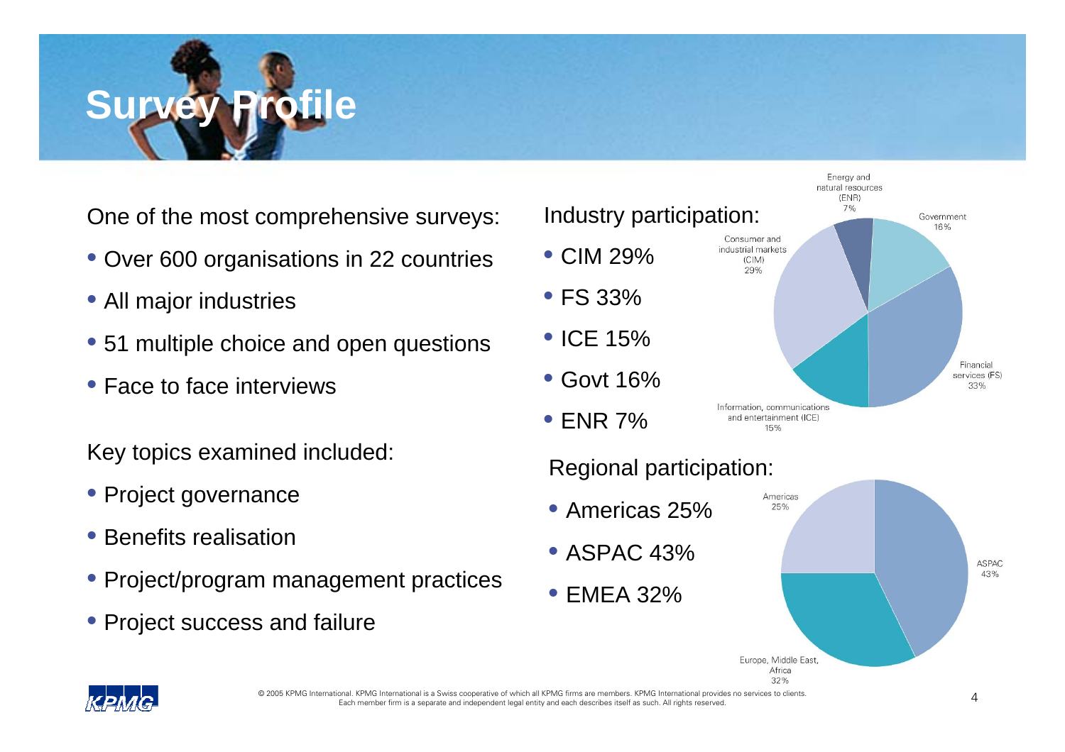# Survey Profile

One of the most comprehensive surveys:

- Over 600 organisations in 22 countries
- All major industries
- 51 multiple choice and open questions
- Face to face interviews

Key topics examined included:

- Project governance
- Benefits realisation
- Project/program management practices
- Project success and failure

Industry participation:

- CIM 29%
- FS 33%
- ICE 15%
- Govt 16%
- ENR 7%

Energy and natural resources (ENR) 7%
Government 16%
Consumer and industrial markets (CIM) 29%
Financial services (FS) 33%
Information, communications and entertainment (ICE) 15%

Regional participation:

- Americas 25%
- ASPAC 43%
- EMEA 32%

Americas 25%
ASPAC 43%
Europe, Middle East, Africa 32%

© 2005 KPMG International. KPMG International is a Swiss cooperative of which all KPMG firms are members. KPMG International provides no services to clients. Each member firm is a separate and independent legal entity and each describes itself as such. All rights reserved.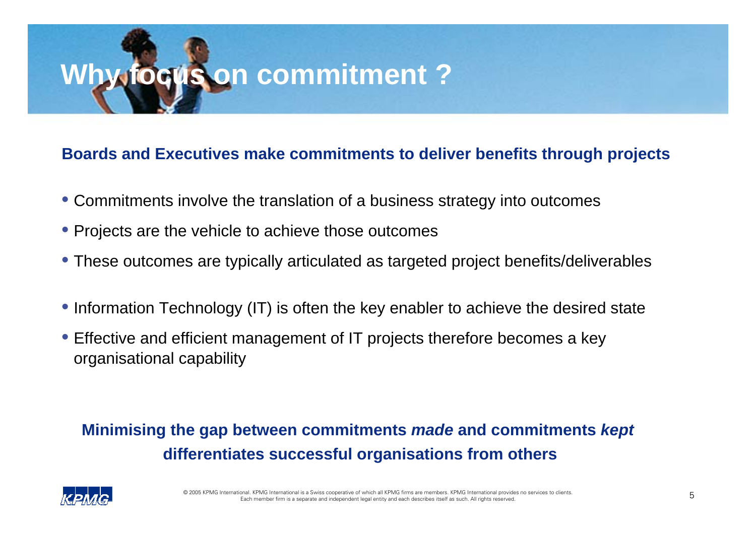# Why focus on commitment ?

**Boards and Executives make commitments to deliver benefits through projects**

- Commitments involve the translation of a business strategy into outcomes
- Projects are the vehicle to achieve those outcomes
- These outcomes are typically articulated as targeted project benefits/deliverables

- Information Technology (IT) is often the key enabler to achieve the desired state
- Effective and efficient management of IT projects therefore becomes a key organisational capability

**Minimising the gap between commitments *made* and commitments *kept* differentiates successful organisations from others**

© 2005 KPMG International. KPMG International is a Swiss cooperative of which all KPMG firms are members. KPMG International provides no services to clients. Each member firm is a separate and independent legal entity and each describes itself as such. All rights reserved.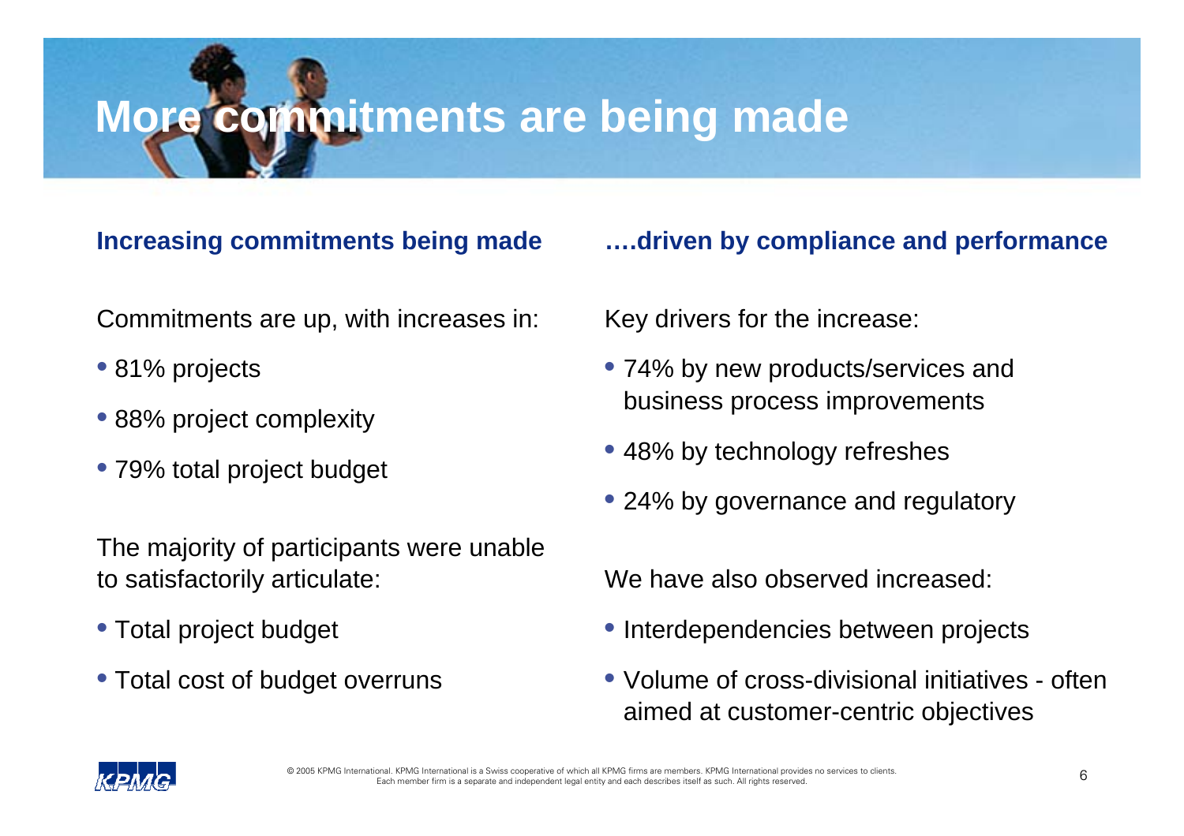# More commitments are being made

## Increasing commitments being made

Commitments are up, with increases in:

- 81% projects
- 88% project complexity
- 79% total project budget

The majority of participants were unable to satisfactorily articulate:

- Total project budget
- Total cost of budget overruns

## ….driven by compliance and performance

Key drivers for the increase:

- 74% by new products/services and business process improvements
- 48% by technology refreshes
- 24% by governance and regulatory

We have also observed increased:

- Interdependencies between projects
- Volume of cross-divisional initiatives - often aimed at customer-centric objectives

© 2005 KPMG International. KPMG International is a Swiss cooperative of which all KPMG firms are members. KPMG International provides no services to clients. Each member firm is a separate and independent legal entity and each describes itself as such. All rights reserved.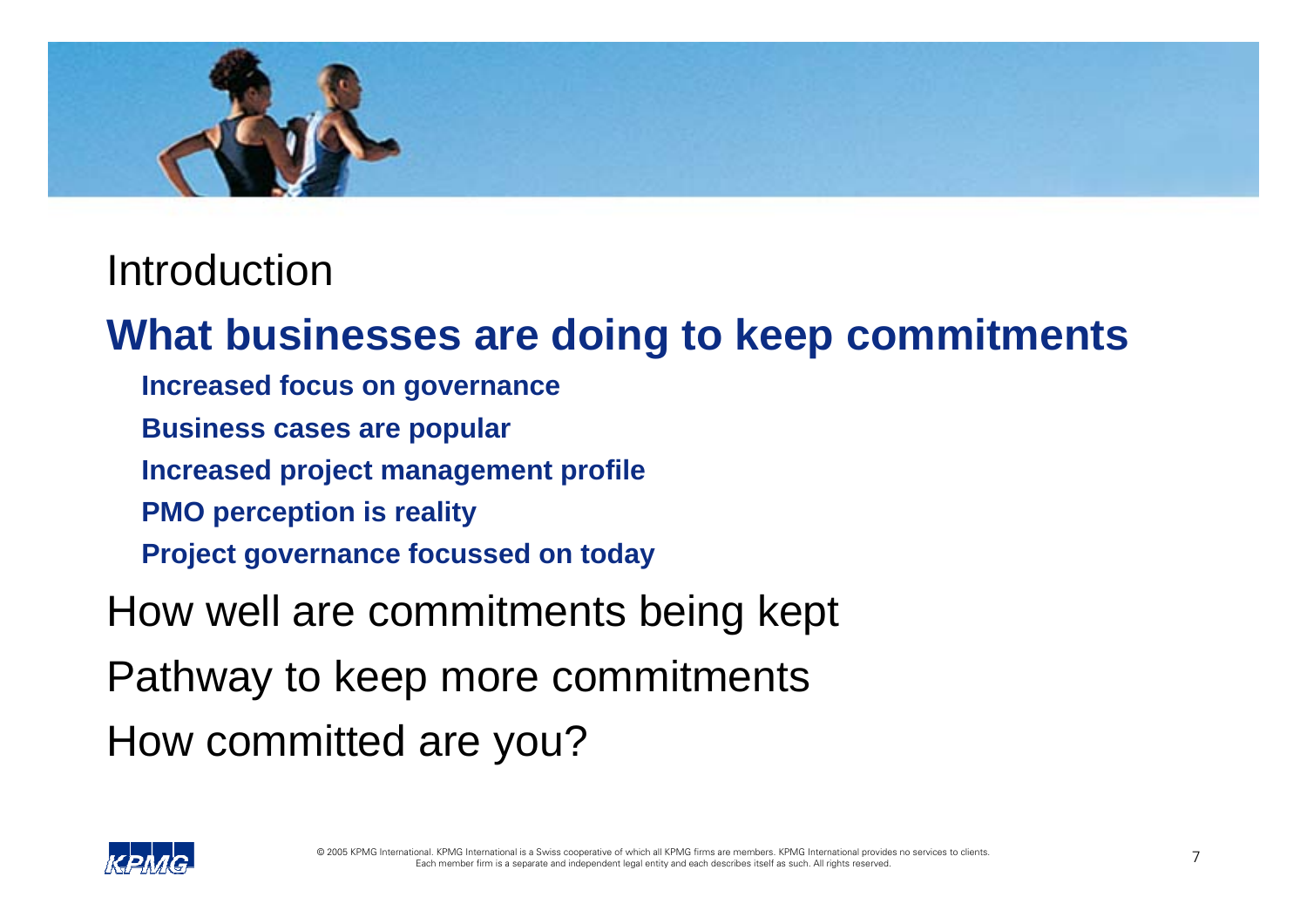Introduction

## What businesses are doing to keep commitments

- **Increased focus on governance**
- **Business cases are popular**
- **Increased project management profile**
- **PMO perception is reality**
- **Project governance focussed on today**

How well are commitments being kept

Pathway to keep more commitments

How committed are you?

© 2005 KPMG International. KPMG International is a Swiss cooperative of which all KPMG firms are members. KPMG International provides no services to clients. Each member firm is a separate and independent legal entity and each describes itself as such. All rights reserved.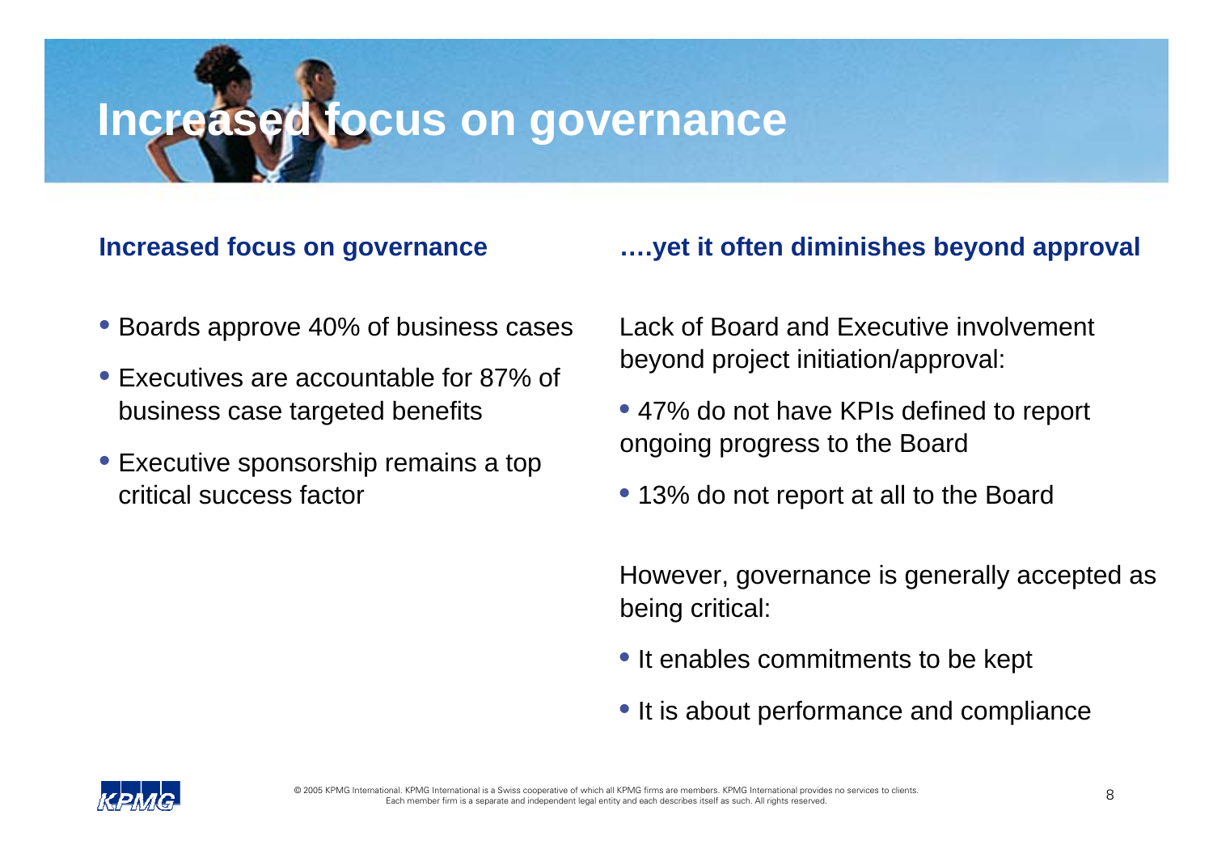# Increased focus on governance

## Increased focus on governance

- Boards approve 40% of business cases
- Executives are accountable for 87% of business case targeted benefits
- Executive sponsorship remains a top critical success factor

## ….yet it often diminishes beyond approval

Lack of Board and Executive involvement beyond project initiation/approval:

- 47% do not have KPIs defined to report ongoing progress to the Board
- 13% do not report at all to the Board

However, governance is generally accepted as being critical:

- It enables commitments to be kept
- It is about performance and compliance

© 2005 KPMG International. KPMG International is a Swiss cooperative of which all KPMG firms are members. KPMG International provides no services to clients. Each member firm is a separate and independent legal entity and each describes itself as such. All rights reserved.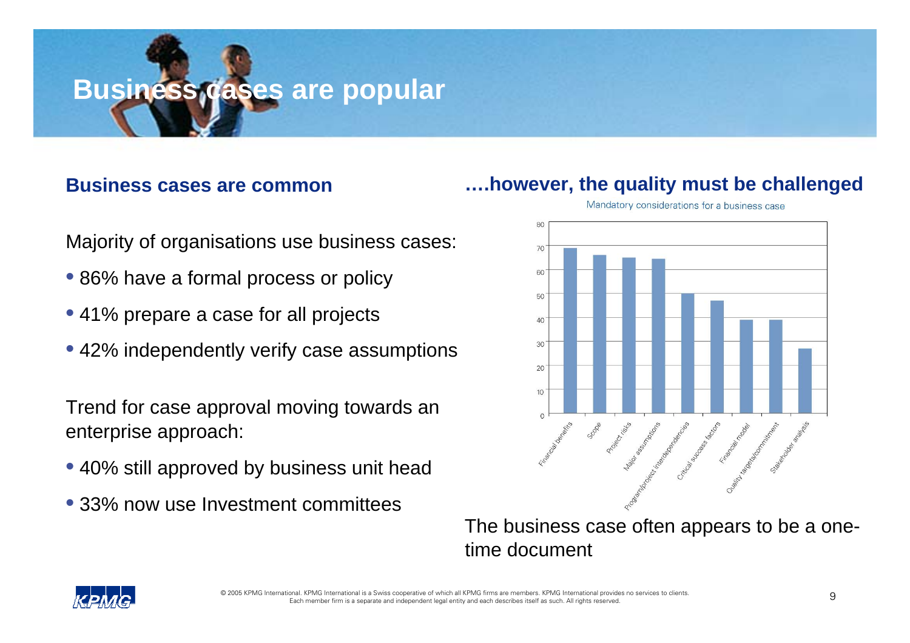# Business cases are popular

## Business cases are common

Majority of organisations use business cases:

- 86% have a formal process or policy
- 41% prepare a case for all projects
- 42% independently verify case assumptions

Trend for case approval moving towards an enterprise approach:

- 40% still approved by business unit head
- 33% now use Investment committees

## ….however, the quality must be challenged

Mandatory considerations for a business case

| Consideration | Value (approx.) |
|---|---|
| Financial benefits | 69 |
| Scope | 66 |
| Project risks | 65 |
| Major assumptions | 64 |
| Program/project interdependencies | 50 |
| Critical success factors | 47 |
| Financial model | 39 |
| Quality targets/commitment | 39 |
| Stakeholder analysis | 27 |

The business case often appears to be a one-time document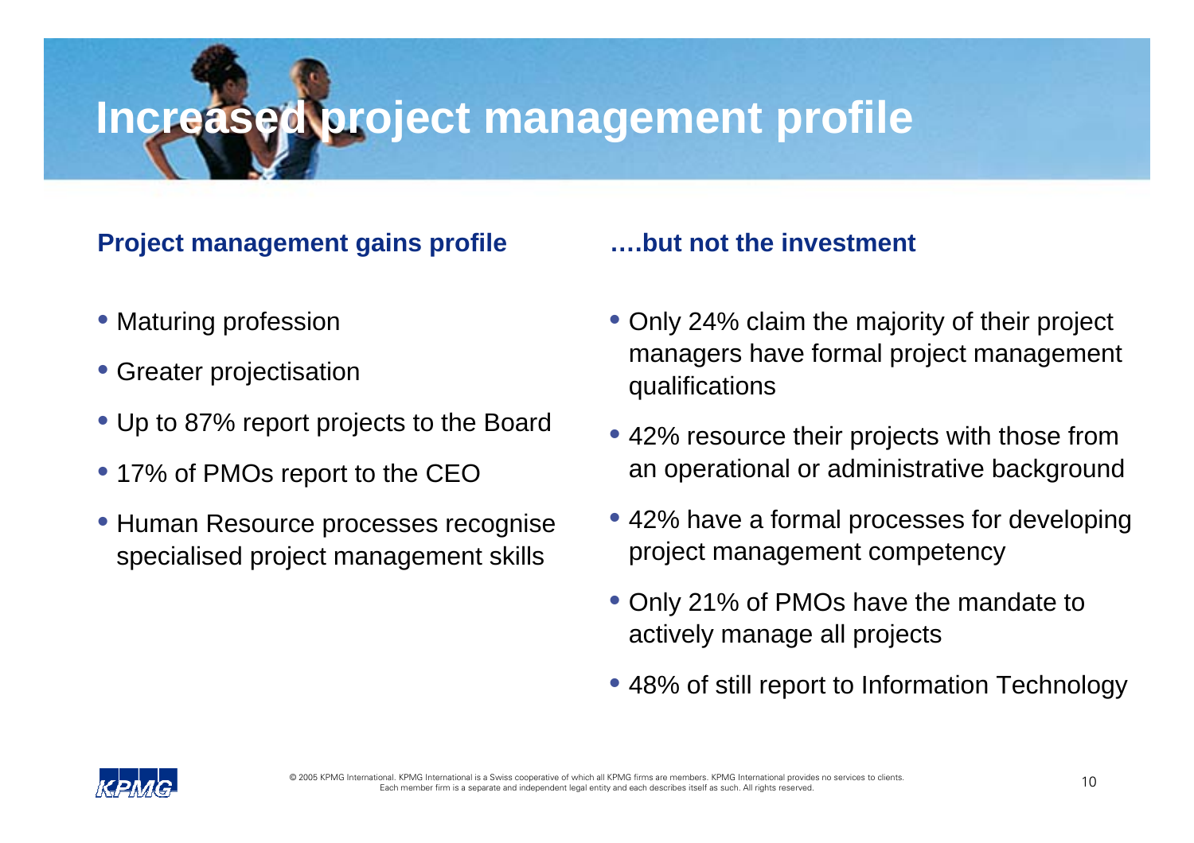# Increased project management profile

## Project management gains profile

- Maturing profession
- Greater projectisation
- Up to 87% report projects to the Board
- 17% of PMOs report to the CEO
- Human Resource processes recognise specialised project management skills

## ….but not the investment

- Only 24% claim the majority of their project managers have formal project management qualifications
- 42% resource their projects with those from an operational or administrative background
- 42% have a formal processes for developing project management competency
- Only 21% of PMOs have the mandate to actively manage all projects
- 48% of still report to Information Technology

© 2005 KPMG International. KPMG International is a Swiss cooperative of which all KPMG firms are members. KPMG International provides no services to clients. Each member firm is a separate and independent legal entity and each describes itself as such. All rights reserved.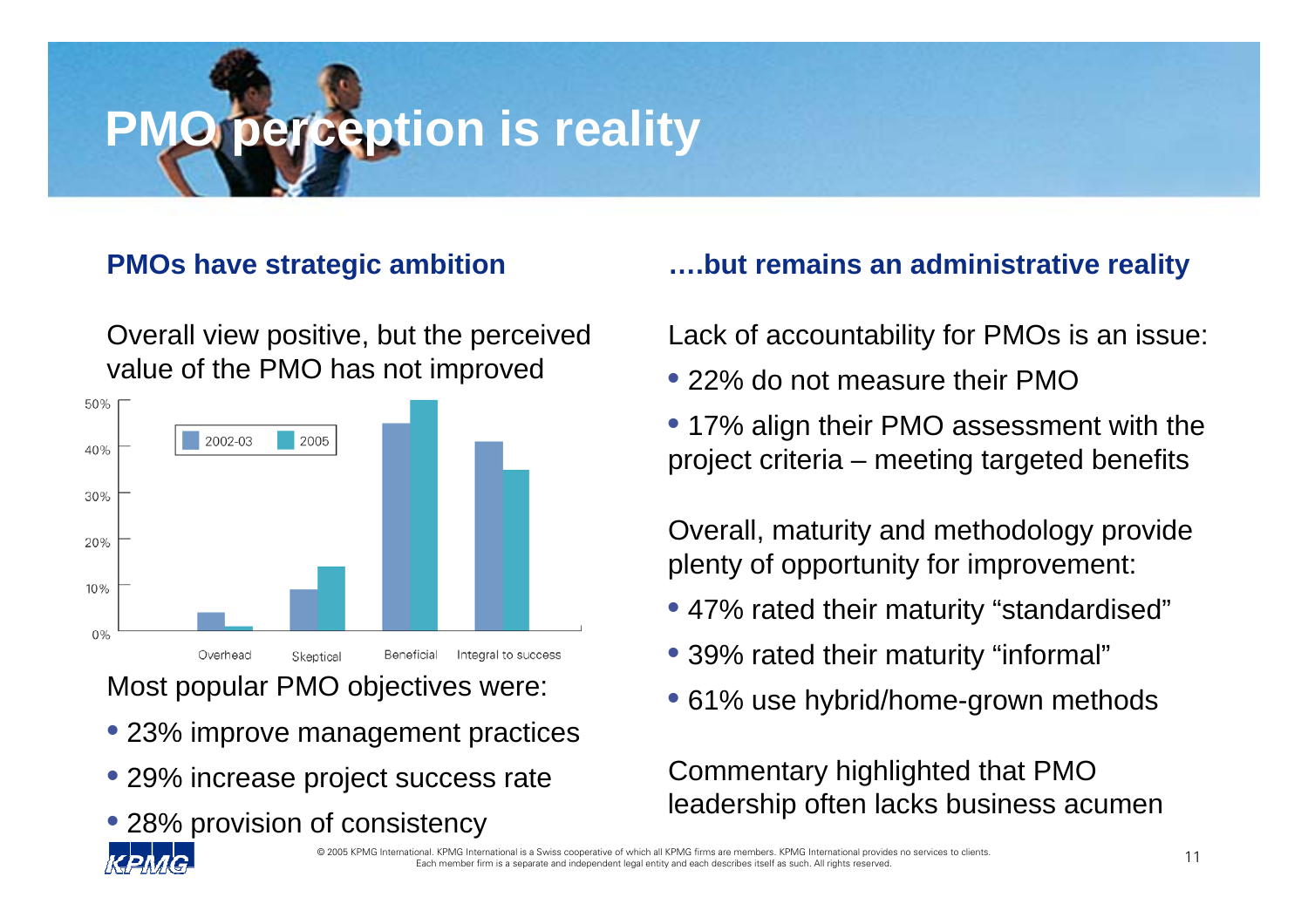# PMO perception is reality

## PMOs have strategic ambition

Overall view positive, but the perceived value of the PMO has not improved

| | 2002-03 | 2005 |
|---|---|---|
| Overhead | ~4% | ~1% |
| Skeptical | ~9% | ~14% |
| Beneficial | ~45% | ~50% |
| Integral to success | ~41% | ~35% |

Most popular PMO objectives were:

- 23% improve management practices
- 29% increase project success rate
- 28% provision of consistency

## ….but remains an administrative reality

Lack of accountability for PMOs is an issue:

- 22% do not measure their PMO
- 17% align their PMO assessment with the project criteria – meeting targeted benefits

Overall, maturity and methodology provide plenty of opportunity for improvement:

- 47% rated their maturity "standardised"
- 39% rated their maturity "informal"
- 61% use hybrid/home-grown methods

Commentary highlighted that PMO leadership often lacks business acumen

© 2005 KPMG International. KPMG International is a Swiss cooperative of which all KPMG firms are members. KPMG International provides no services to clients. Each member firm is a separate and independent legal entity and each describes itself as such. All rights reserved.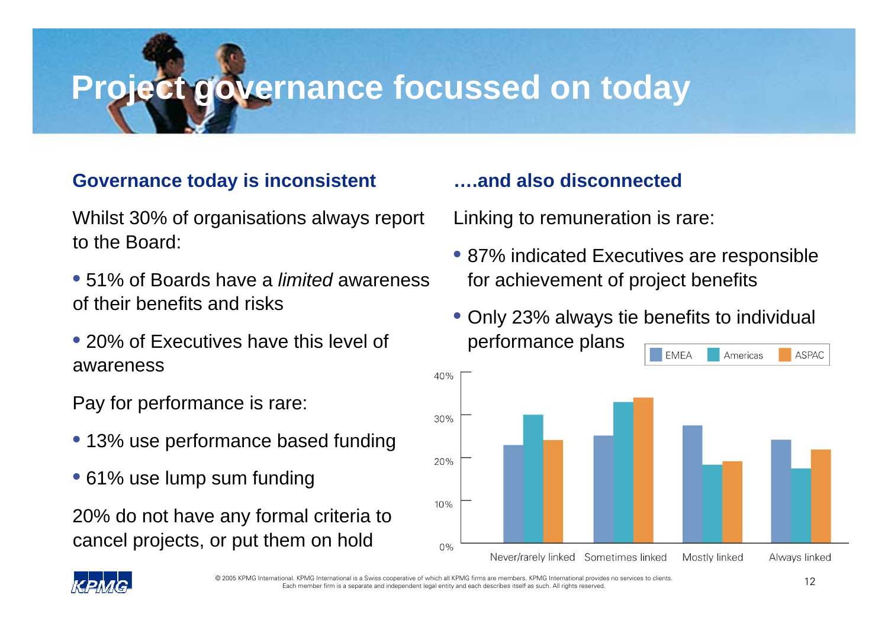# Project governance focussed on today

## Governance today is inconsistent

Whilst 30% of organisations always report to the Board:

- 51% of Boards have a *limited* awareness of their benefits and risks
- 20% of Executives have this level of awareness

Pay for performance is rare:

- 13% use performance based funding
- 61% use lump sum funding

20% do not have any formal criteria to cancel projects, or put them on hold

## ….and also disconnected

Linking to remuneration is rare:

- 87% indicated Executives are responsible for achievement of project benefits
- Only 23% always tie benefits to individual performance plans

| | EMEA | Americas | ASPAC |
|---|---|---|---|
| Never/rarely linked | ~23% | ~30% | ~24% |
| Sometimes linked | ~25% | ~33% | ~34% |
| Mostly linked | ~27% | ~18% | ~19% |
| Always linked | ~24% | ~17% | ~22% |

© 2005 KPMG International. KPMG International is a Swiss cooperative of which all KPMG firms are members. KPMG International provides no services to clients. Each member firm is a separate and independent legal entity and each describes itself as such. All rights reserved.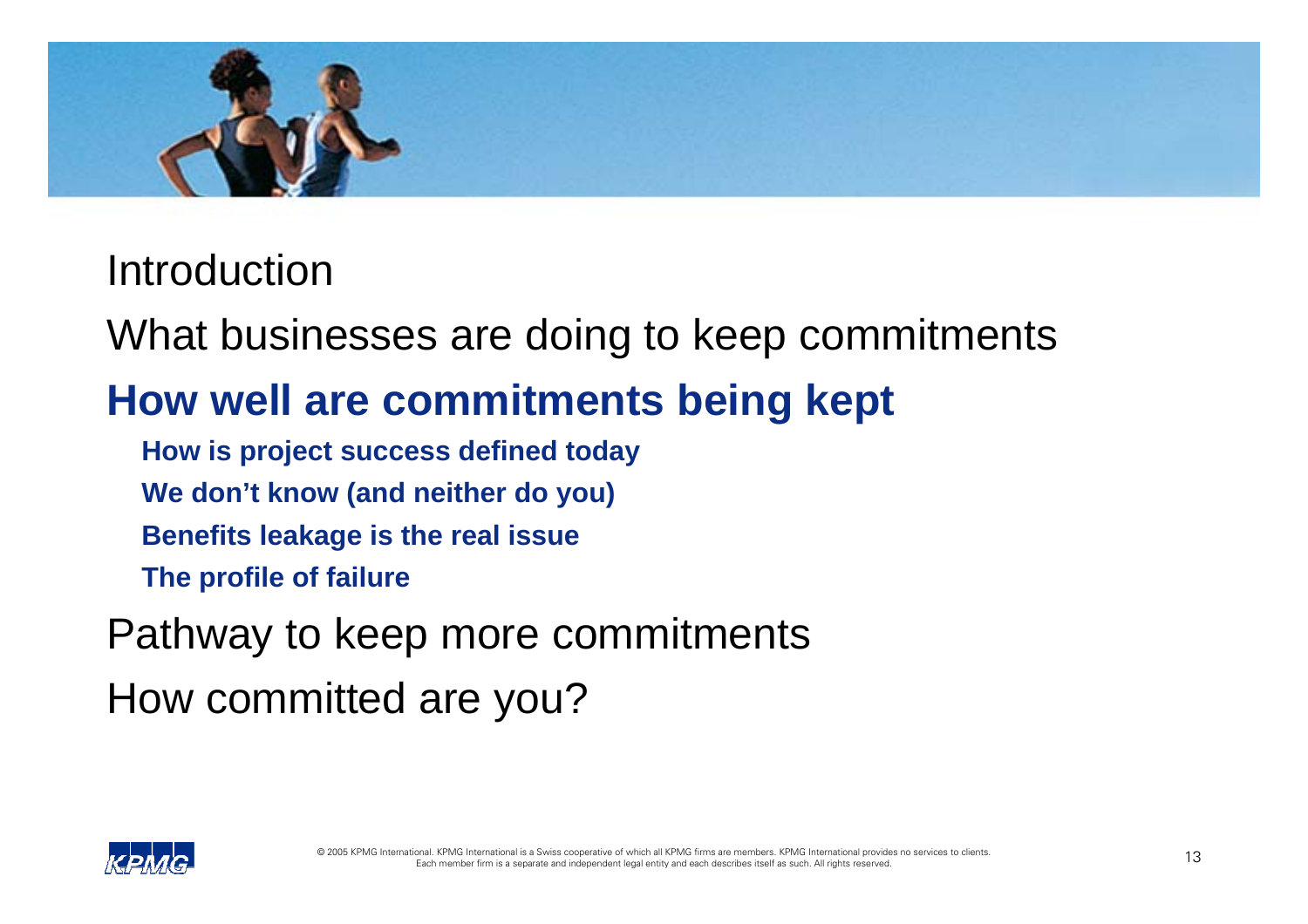Introduction

What businesses are doing to keep commitments

**How well are commitments being kept**

- **How is project success defined today**
- **We don't know (and neither do you)**
- **Benefits leakage is the real issue**
- **The profile of failure**

Pathway to keep more commitments

How committed are you?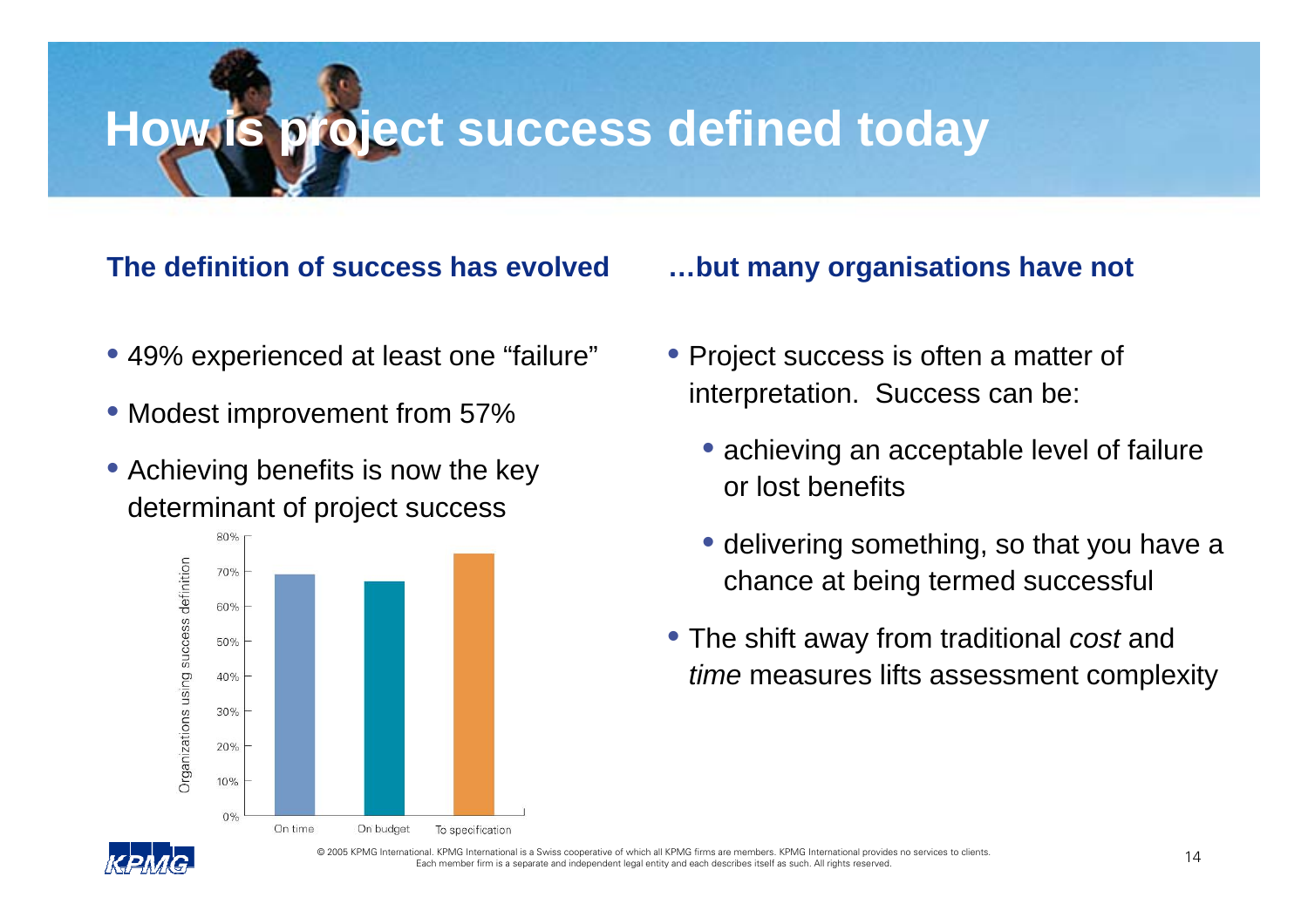# How is project success defined today

## The definition of success has evolved

- 49% experienced at least one "failure"
- Modest improvement from 57%
- Achieving benefits is now the key determinant of project success

## …but many organisations have not

- Project success is often a matter of interpretation. Success can be:
  - achieving an acceptable level of failure or lost benefits
  - delivering something, so that you have a chance at being termed successful
- The shift away from traditional *cost* and *time* measures lifts assessment complexity

© 2005 KPMG International. KPMG International is a Swiss cooperative of which all KPMG firms are members. KPMG International provides no services to clients. Each member firm is a separate and independent legal entity and each describes itself as such. All rights reserved.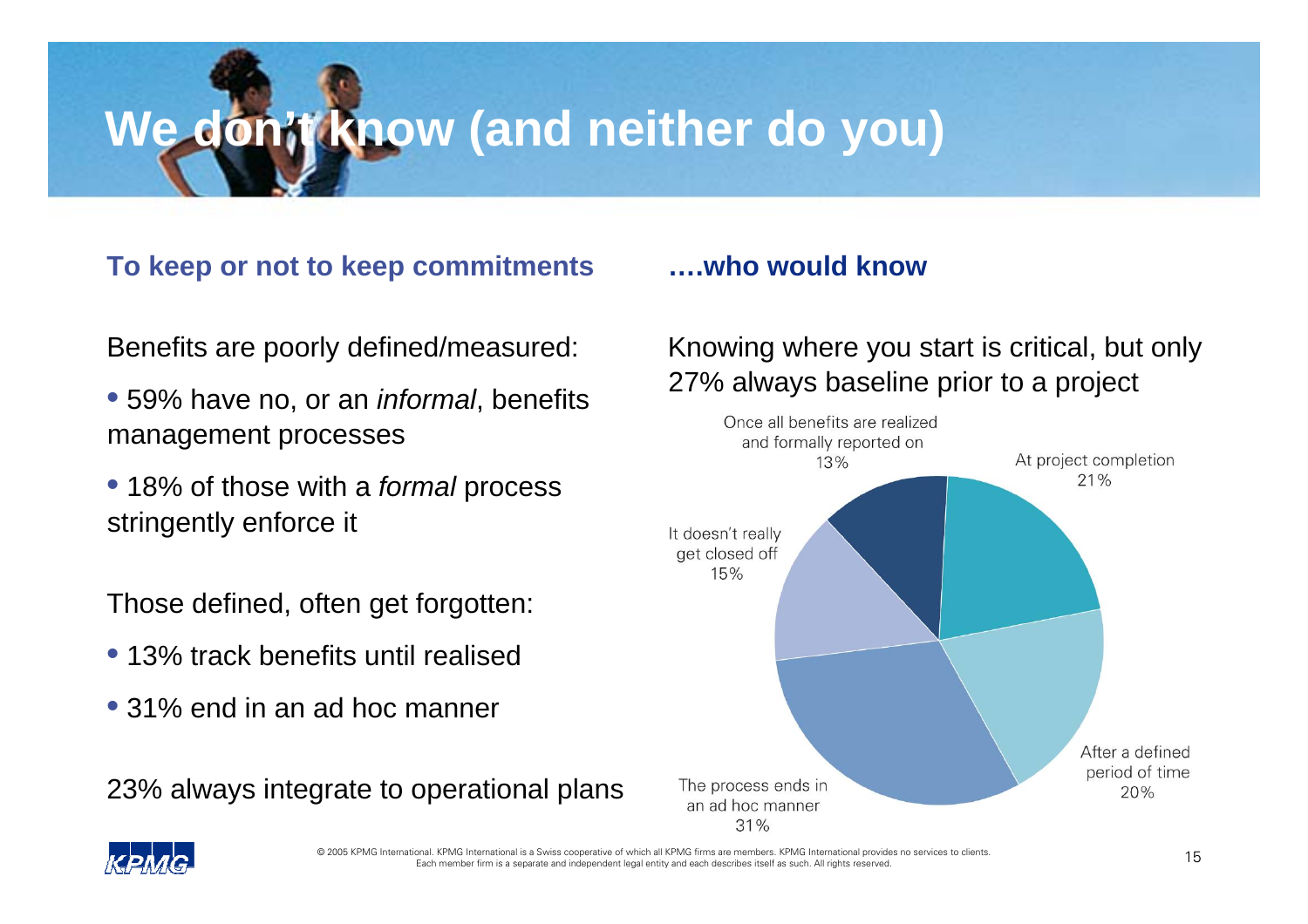# We don't know (and neither do you)

**To keep or not to keep commitments**

Benefits are poorly defined/measured:

- 59% have no, or an *informal*, benefits management processes
- 18% of those with a *formal* process stringently enforce it

Those defined, often get forgotten:

- 13% track benefits until realised
- 31% end in an ad hoc manner

23% always integrate to operational plans

**….who would know**

Knowing where you start is critical, but only 27% always baseline prior to a project

| Category | Percentage |
| --- | --- |
| Once all benefits are realized and formally reported on | 13% |
| At project completion | 21% |
| After a defined period of time | 20% |
| The process ends in an ad hoc manner | 31% |
| It doesn't really get closed off | 15% |

© 2005 KPMG International. KPMG International is a Swiss cooperative of which all KPMG firms are members. KPMG International provides no services to clients. Each member firm is a separate and independent legal entity and each describes itself as such. All rights reserved.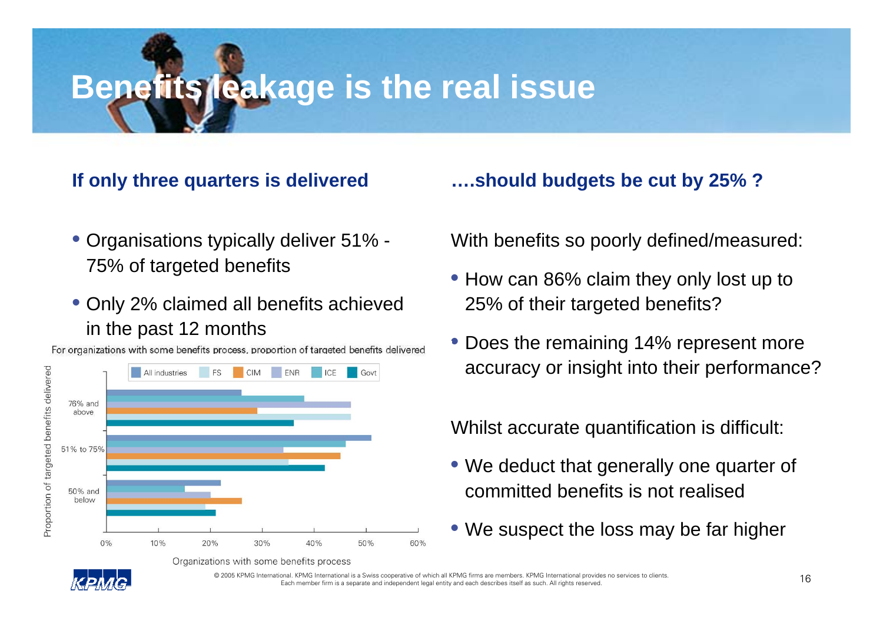# Benefits leakage is the real issue

## If only three quarters is delivered

- Organisations typically deliver 51% - 75% of targeted benefits
- Only 2% claimed all benefits achieved in the past 12 months

For organizations with some benefits process, proportion of targeted benefits delivered

Legend: All industries, FS, CIM, ENR, ICE, Govt

Y-axis: Proportion of targeted benefits delivered (76% and above; 51% to 75%; 50% and below)

X-axis: Organizations with some benefits process (0%, 10%, 20%, 30%, 40%, 50%, 60%)

## ….should budgets be cut by 25% ?

With benefits so poorly defined/measured:

- How can 86% claim they only lost up to 25% of their targeted benefits?
- Does the remaining 14% represent more accuracy or insight into their performance?

Whilst accurate quantification is difficult:

- We deduct that generally one quarter of committed benefits is not realised
- We suspect the loss may be far higher

© 2005 KPMG International. KPMG International is a Swiss cooperative of which all KPMG firms are members. KPMG International provides no services to clients. Each member firm is a separate and independent legal entity and each describes itself as such. All rights reserved.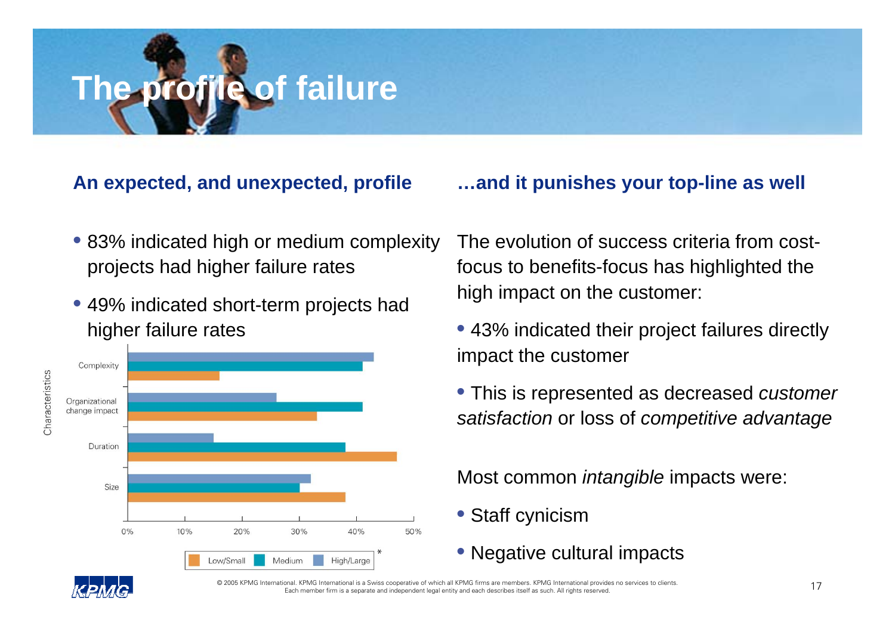# The profile of failure

## An expected, and unexpected, profile

- 83% indicated high or medium complexity projects had higher failure rates
- 49% indicated short-term projects had higher failure rates

| Characteristics | Low/Small | Medium | High/Large |
| --- | --- | --- | --- |
| Complexity | ~16% | ~41% | ~43% |
| Organizational change impact | ~33% | ~41% | ~26% |
| Duration | ~47% | ~38% | ~15% |
| Size | ~38% | ~30% | ~32% |

*

## …and it punishes your top-line as well

The evolution of success criteria from cost-focus to benefits-focus has highlighted the high impact on the customer:

- 43% indicated their project failures directly impact the customer
- This is represented as decreased *customer satisfaction* or loss of *competitive advantage*

Most common *intangible* impacts were:

- Staff cynicism
- Negative cultural impacts

© 2005 KPMG International. KPMG International is a Swiss cooperative of which all KPMG firms are members. KPMG International provides no services to clients. Each member firm is a separate and independent legal entity and each describes itself as such. All rights reserved.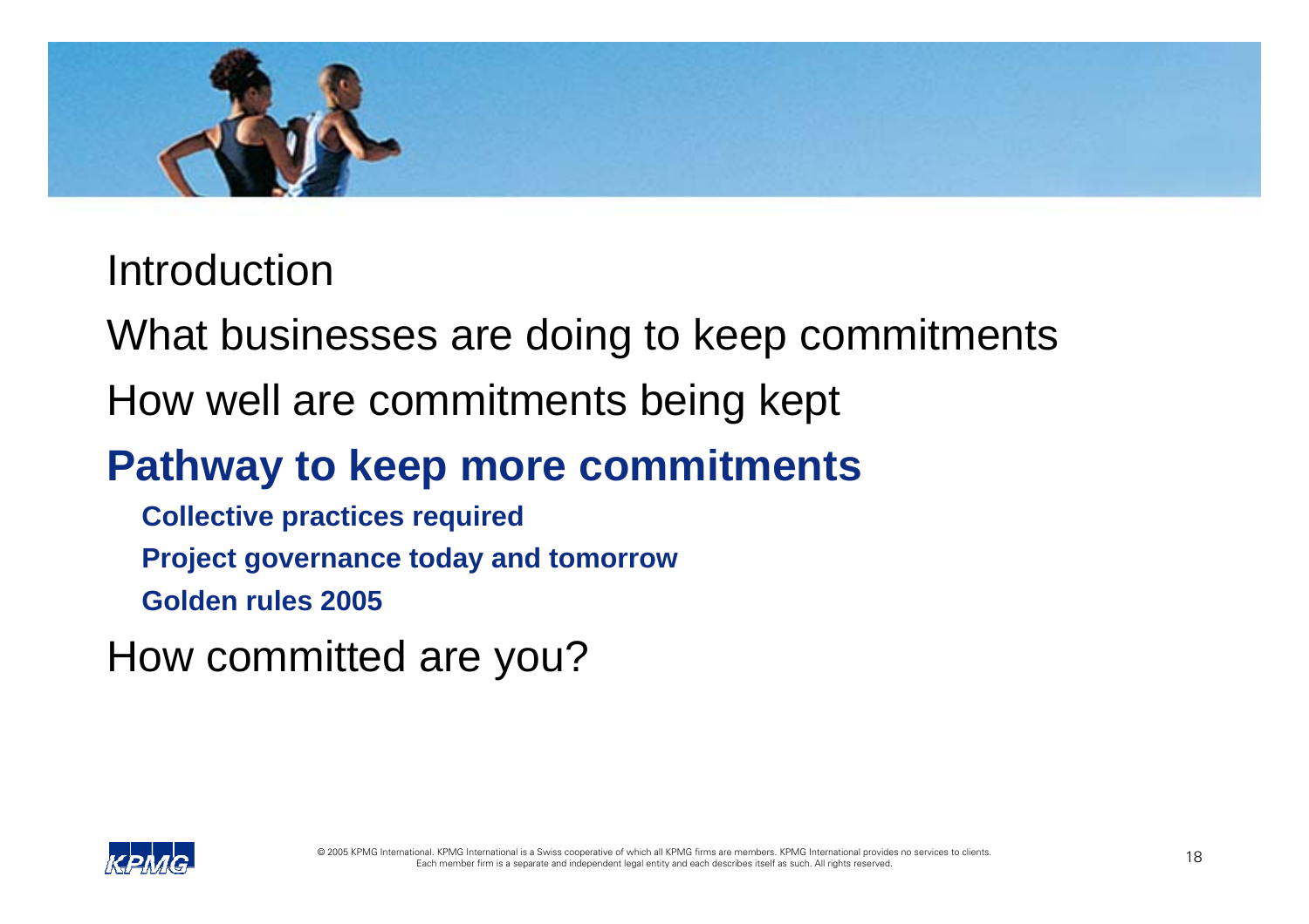Introduction

What businesses are doing to keep commitments

How well are commitments being kept

**Pathway to keep more commitments**

- **Collective practices required**
- **Project governance today and tomorrow**
- **Golden rules 2005**

How committed are you?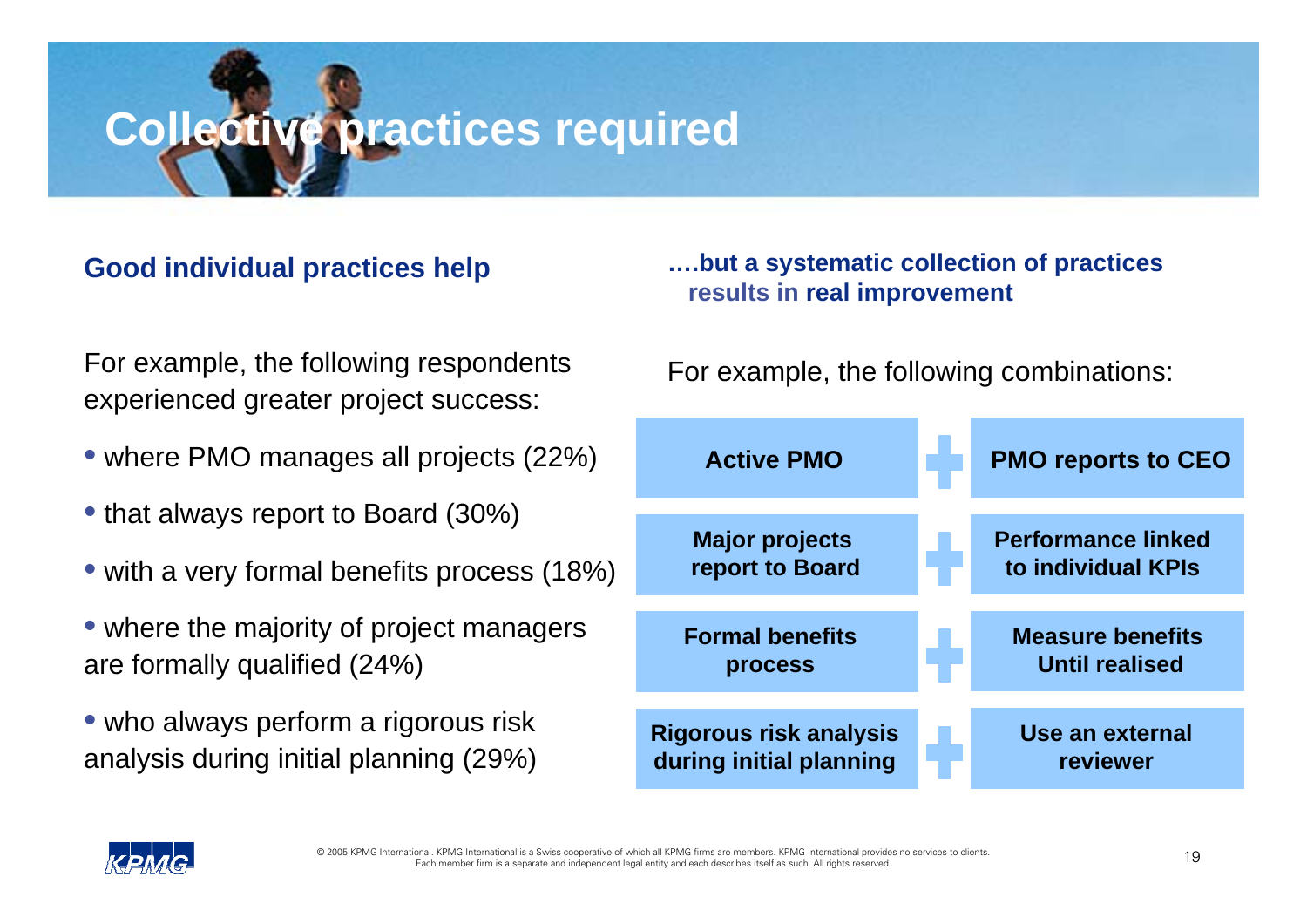# Collective practices required

## Good individual practices help

For example, the following respondents experienced greater project success:

- where PMO manages all projects (22%)
- that always report to Board (30%)
- with a very formal benefits process (18%)
- where the majority of project managers are formally qualified (24%)
- who always perform a rigorous risk analysis during initial planning (29%)

## ….but a systematic collection of practices results in real improvement

For example, the following combinations:

| | | |
|---|---|---|
| **Active PMO** | **+** | **PMO reports to CEO** |
| **Major projects report to Board** | **+** | **Performance linked to individual KPIs** |
| **Formal benefits process** | **+** | **Measure benefits Until realised** |
| **Rigorous risk analysis during initial planning** | **+** | **Use an external reviewer** |

© 2005 KPMG International. KPMG International is a Swiss cooperative of which all KPMG firms are members. KPMG International provides no services to clients. Each member firm is a separate and independent legal entity and each describes itself as such. All rights reserved.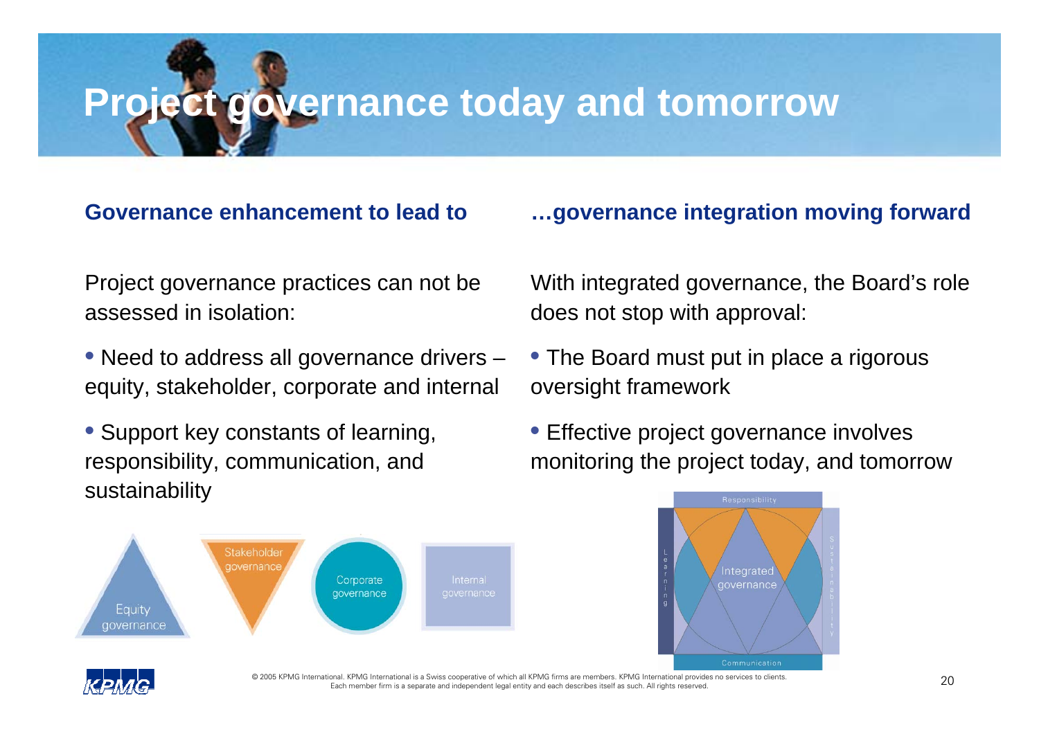# Project governance today and tomorrow

## Governance enhancement to lead to

Project governance practices can not be assessed in isolation:

- Need to address all governance drivers – equity, stakeholder, corporate and internal
- Support key constants of learning, responsibility, communication, and sustainability

Equity governance

Stakeholder governance

Corporate governance

Internal governance

## …governance integration moving forward

With integrated governance, the Board's role does not stop with approval:

- The Board must put in place a rigorous oversight framework
- Effective project governance involves monitoring the project today, and tomorrow

Responsibility

Learning

Integrated governance

Sustainability

Communication

© 2005 KPMG International. KPMG International is a Swiss cooperative of which all KPMG firms are members. KPMG International provides no services to clients. Each member firm is a separate and independent legal entity and each describes itself as such. All rights reserved.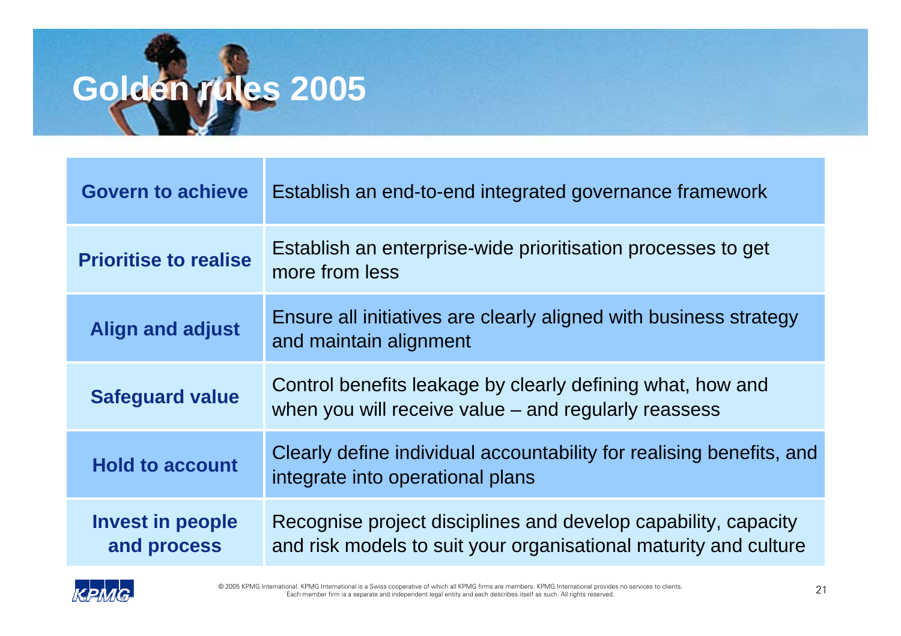# Golden rules 2005

| | |
|---|---|
| **Govern to achieve** | Establish an end-to-end integrated governance framework |
| **Prioritise to realise** | Establish an enterprise-wide prioritisation processes to get more from less |
| **Align and adjust** | Ensure all initiatives are clearly aligned with business strategy and maintain alignment |
| **Safeguard value** | Control benefits leakage by clearly defining what, how and when you will receive value – and regularly reassess |
| **Hold to account** | Clearly define individual accountability for realising benefits, and integrate into operational plans |
| **Invest in people and process** | Recognise project disciplines and develop capability, capacity and risk models to suit your organisational maturity and culture |

© 2005 KPMG International. KPMG International is a Swiss cooperative of which all KPMG firms are members. KPMG International provides no services to clients. Each member firm is a separate and independent legal entity and each describes itself as such. All rights reserved.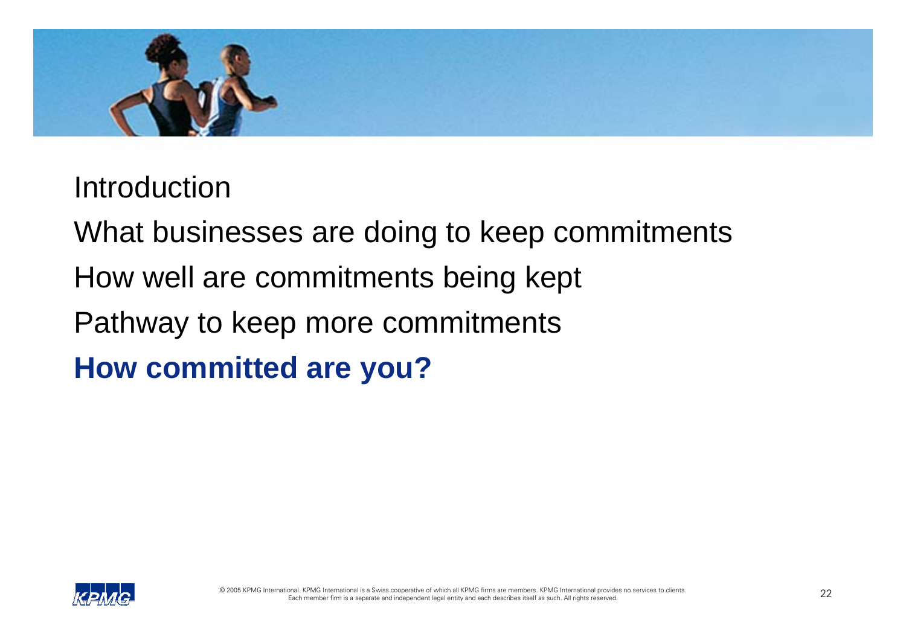Introduction

What businesses are doing to keep commitments

How well are commitments being kept

Pathway to keep more commitments

**How committed are you?**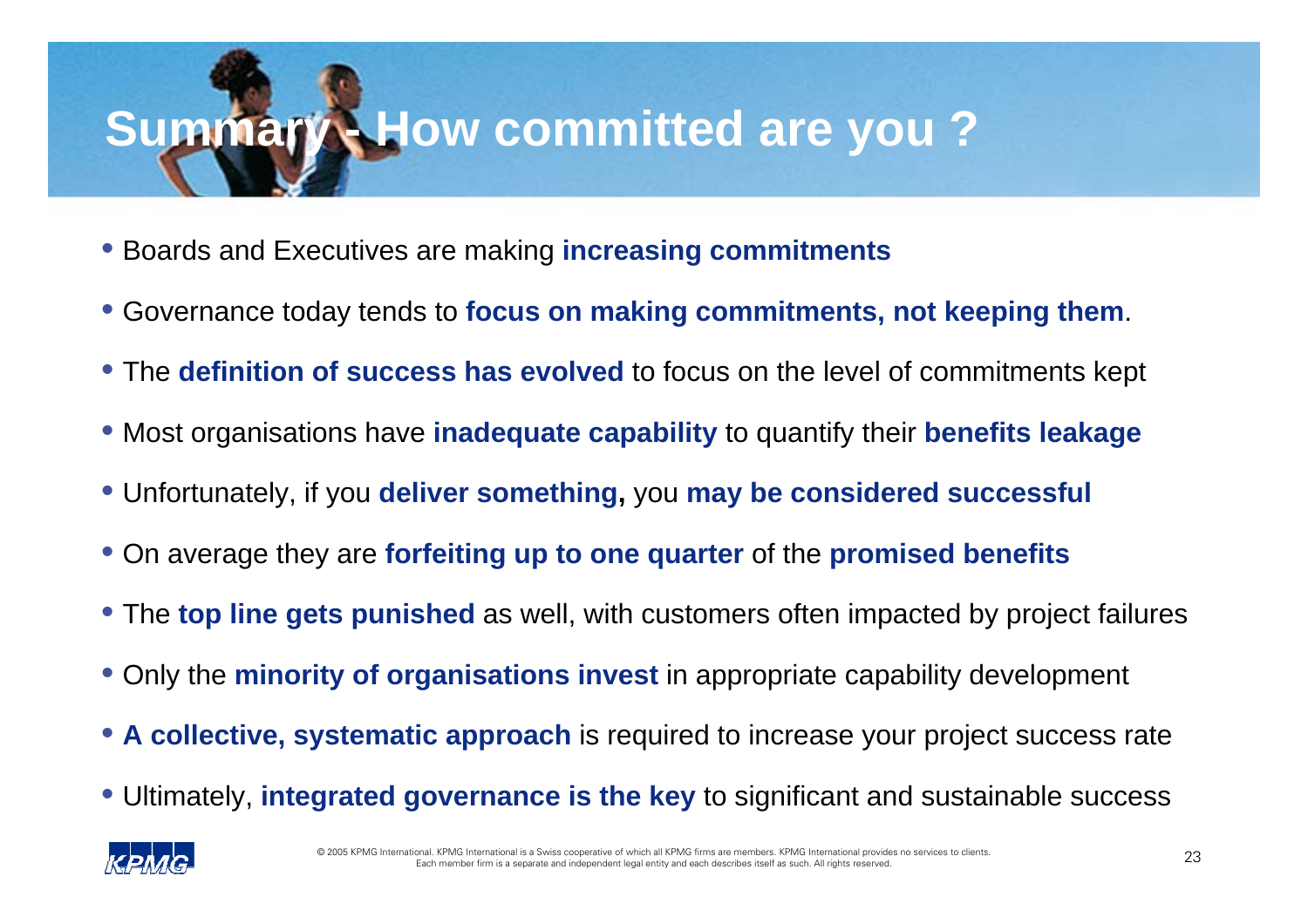# Summary - How committed are you ?

- Boards and Executives are making **increasing commitments**
- Governance today tends to **focus on making commitments, not keeping them**.
- The **definition of success has evolved** to focus on the level of commitments kept
- Most organisations have **inadequate capability** to quantify their **benefits leakage**
- Unfortunately, if you **deliver something,** you **may be considered successful**
- On average they are **forfeiting up to one quarter** of the **promised benefits**
- The **top line gets punished** as well, with customers often impacted by project failures
- Only the **minority of organisations invest** in appropriate capability development
- **A collective, systematic approach** is required to increase your project success rate
- Ultimately, **integrated governance is the key** to significant and sustainable success

© 2005 KPMG International. KPMG International is a Swiss cooperative of which all KPMG firms are members. KPMG International provides no services to clients. Each member firm is a separate and independent legal entity and each describes itself as such. All rights reserved.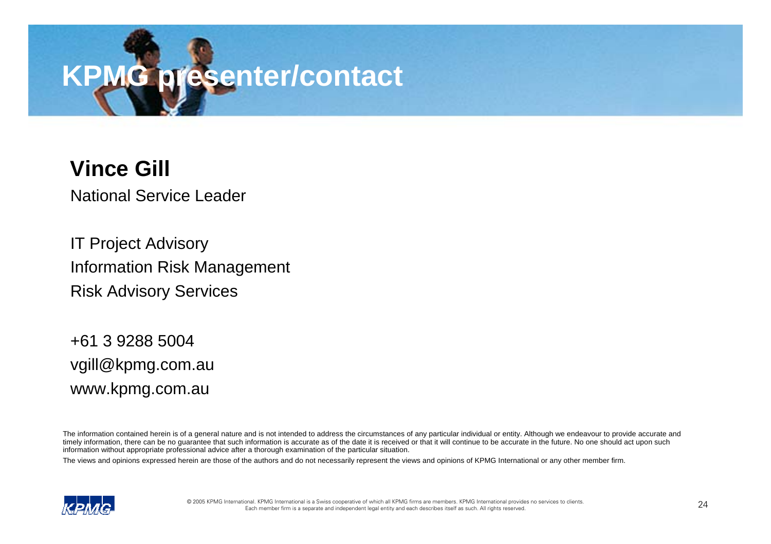# KPMG presenter/contact

## Vince Gill

National Service Leader

IT Project Advisory
Information Risk Management
Risk Advisory Services

+61 3 9288 5004
vgill@kpmg.com.au
www.kpmg.com.au

The information contained herein is of a general nature and is not intended to address the circumstances of any particular individual or entity. Although we endeavour to provide accurate and timely information, there can be no guarantee that such information is accurate as of the date it is received or that it will continue to be accurate in the future. No one should act upon such information without appropriate professional advice after a thorough examination of the particular situation.

The views and opinions expressed herein are those of the authors and do not necessarily represent the views and opinions of KPMG International or any other member firm.

© 2005 KPMG International. KPMG International is a Swiss cooperative of which all KPMG firms are members. KPMG International provides no services to clients. Each member firm is a separate and independent legal entity and each describes itself as such. All rights reserved.